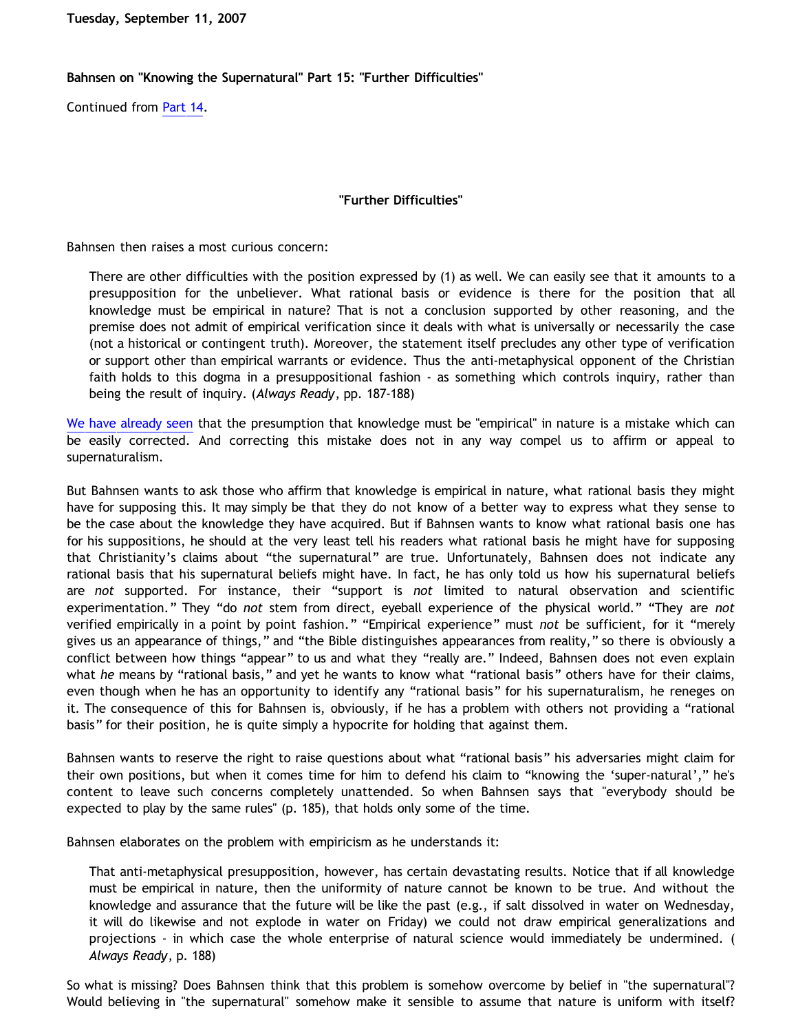Tuesday, September 11, 2007

**Bahnsen on "Knowing the Supernatural" Part 15: "Further Difficulties"**

Continued from Part 14.

**"Further Difficulties"**

Bahnsen then raises a most curious concern:

> There are other difficulties with the position expressed by (1) as well. We can easily see that it amounts to a presupposition for the unbeliever. What rational basis or evidence is there for the position that all knowledge must be empirical in nature? That is not a conclusion supported by other reasoning, and the premise does not admit of empirical verification since it deals with what is universally or necessarily the case (not a historical or contingent truth). Moreover, the statement itself precludes any other type of verification or support other than empirical warrants or evidence. Thus the anti-metaphysical opponent of the Christian faith holds to this dogma in a presuppositional fashion - as something which controls inquiry, rather than being the result of inquiry. (*Always Ready*, pp. 187-188)

We have already seen that the presumption that knowledge must be "empirical" in nature is a mistake which can be easily corrected. And correcting this mistake does not in any way compel us to affirm or appeal to supernaturalism.

But Bahnsen wants to ask those who affirm that knowledge is empirical in nature, what rational basis they might have for supposing this. It may simply be that they do not know of a better way to express what they sense to be the case about the knowledge they have acquired. But if Bahnsen wants to know what rational basis one has for his suppositions, he should at the very least tell his readers what rational basis he might have for supposing that Christianity's claims about "the supernatural" are true. Unfortunately, Bahnsen does not indicate any rational basis that his supernatural beliefs might have. In fact, he has only told us how his supernatural beliefs are *not* supported. For instance, their "support is *not* limited to natural observation and scientific experimentation." They "do *not* stem from direct, eyeball experience of the physical world." "They are *not* verified empirically in a point by point fashion." "Empirical experience" must *not* be sufficient, for it "merely gives us an appearance of things," and "the Bible distinguishes appearances from reality," so there is obviously a conflict between how things "appear" to us and what they "really are." Indeed, Bahnsen does not even explain what *he* means by "rational basis," and yet he wants to know what "rational basis" others have for their claims, even though when he has an opportunity to identify any "rational basis" for his supernaturalism, he reneges on it. The consequence of this for Bahnsen is, obviously, if he has a problem with others not providing a "rational basis" for their position, he is quite simply a hypocrite for holding that against them.

Bahnsen wants to reserve the right to raise questions about what "rational basis" his adversaries might claim for their own positions, but when it comes time for him to defend his claim to "knowing the 'super-natural'," he's content to leave such concerns completely unattended. So when Bahnsen says that "everybody should be expected to play by the same rules" (p. 185), that holds only some of the time.

Bahnsen elaborates on the problem with empiricism as he understands it:

> That anti-metaphysical presupposition, however, has certain devastating results. Notice that if all knowledge must be empirical in nature, then the uniformity of nature cannot be known to be true. And without the knowledge and assurance that the future will be like the past (e.g., if salt dissolved in water on Wednesday, it will do likewise and not explode in water on Friday) we could not draw empirical generalizations and projections - in which case the whole enterprise of natural science would immediately be undermined. (*Always Ready*, p. 188)

So what is missing? Does Bahnsen think that this problem is somehow overcome by belief in "the supernatural"? Would believing in "the supernatural" somehow make it sensible to assume that nature is uniform with itself?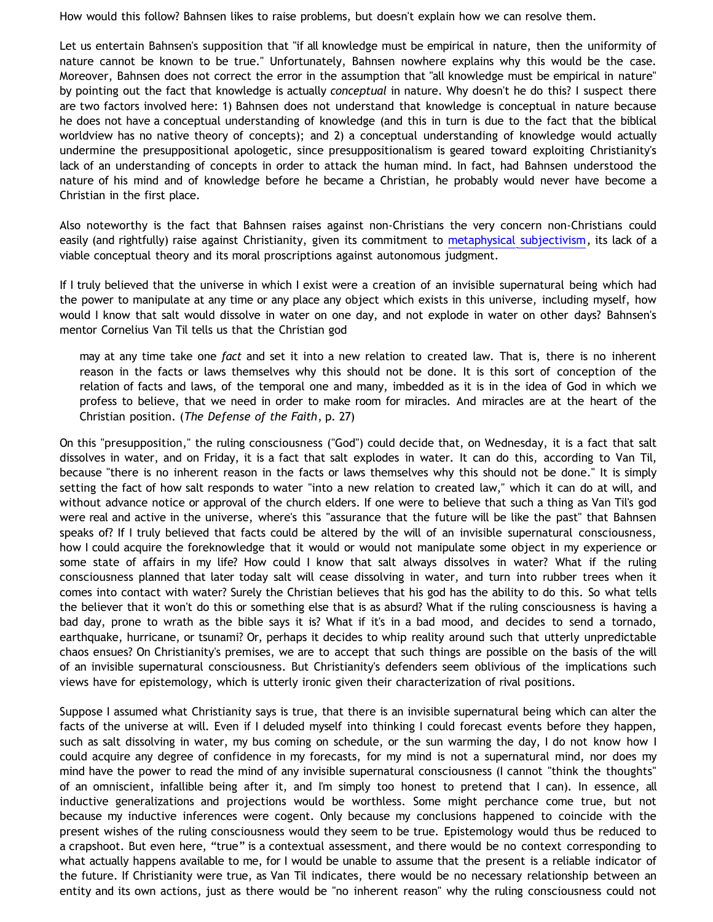How would this follow? Bahnsen likes to raise problems, but doesn't explain how we can resolve them.

Let us entertain Bahnsen's supposition that "if all knowledge must be empirical in nature, then the uniformity of nature cannot be known to be true." Unfortunately, Bahnsen nowhere explains why this would be the case. Moreover, Bahnsen does not correct the error in the assumption that "all knowledge must be empirical in nature" by pointing out the fact that knowledge is actually *conceptual* in nature. Why doesn't he do this? I suspect there are two factors involved here: 1) Bahnsen does not understand that knowledge is conceptual in nature because he does not have a conceptual understanding of knowledge (and this in turn is due to the fact that the biblical worldview has no native theory of concepts); and 2) a conceptual understanding of knowledge would actually undermine the presuppositional apologetic, since presuppositionalism is geared toward exploiting Christianity's lack of an understanding of concepts in order to attack the human mind. In fact, had Bahnsen understood the nature of his mind and of knowledge before he became a Christian, he probably would never have become a Christian in the first place.

Also noteworthy is the fact that Bahnsen raises against non-Christians the very concern non-Christians could easily (and rightfully) raise against Christianity, given its commitment to metaphysical subjectivism, its lack of a viable conceptual theory and its moral proscriptions against autonomous judgment.

If I truly believed that the universe in which I exist were a creation of an invisible supernatural being which had the power to manipulate at any time or any place any object which exists in this universe, including myself, how would I know that salt would dissolve in water on one day, and not explode in water on other days? Bahnsen's mentor Cornelius Van Til tells us that the Christian god

> may at any time take one *fact* and set it into a new relation to created law. That is, there is no inherent reason in the facts or laws themselves why this should not be done. It is this sort of conception of the relation of facts and laws, of the temporal one and many, imbedded as it is in the idea of God in which we profess to believe, that we need in order to make room for miracles. And miracles are at the heart of the Christian position. (*The Defense of the Faith*, p. 27)

On this "presupposition," the ruling consciousness ("God") could decide that, on Wednesday, it is a fact that salt dissolves in water, and on Friday, it is a fact that salt explodes in water. It can do this, according to Van Til, because "there is no inherent reason in the facts or laws themselves why this should not be done." It is simply setting the fact of how salt responds to water "into a new relation to created law," which it can do at will, and without advance notice or approval of the church elders. If one were to believe that such a thing as Van Til's god were real and active in the universe, where's this "assurance that the future will be like the past" that Bahnsen speaks of? If I truly believed that facts could be altered by the will of an invisible supernatural consciousness, how I could acquire the foreknowledge that it would or would not manipulate some object in my experience or some state of affairs in my life? How could I know that salt always dissolves in water? What if the ruling consciousness planned that later today salt will cease dissolving in water, and turn into rubber trees when it comes into contact with water? Surely the Christian believes that his god has the ability to do this. So what tells the believer that it won't do this or something else that is as absurd? What if the ruling consciousness is having a bad day, prone to wrath as the bible says it is? What if it's in a bad mood, and decides to send a tornado, earthquake, hurricane, or tsunami? Or, perhaps it decides to whip reality around such that utterly unpredictable chaos ensues? On Christianity's premises, we are to accept that such things are possible on the basis of the will of an invisible supernatural consciousness. But Christianity's defenders seem oblivious of the implications such views have for epistemology, which is utterly ironic given their characterization of rival positions.

Suppose I assumed what Christianity says is true, that there is an invisible supernatural being which can alter the facts of the universe at will. Even if I deluded myself into thinking I could forecast events before they happen, such as salt dissolving in water, my bus coming on schedule, or the sun warming the day, I do not know how I could acquire any degree of confidence in my forecasts, for my mind is not a supernatural mind, nor does my mind have the power to read the mind of any invisible supernatural consciousness (I cannot "think the thoughts" of an omniscient, infallible being after it, and I'm simply too honest to pretend that I can). In essence, all inductive generalizations and projections would be worthless. Some might perchance come true, but not because my inductive inferences were cogent. Only because my conclusions happened to coincide with the present wishes of the ruling consciousness would they seem to be true. Epistemology would thus be reduced to a crapshoot. But even here, "true" is a contextual assessment, and there would be no context corresponding to what actually happens available to me, for I would be unable to assume that the present is a reliable indicator of the future. If Christianity were true, as Van Til indicates, there would be no necessary relationship between an entity and its own actions, just as there would be "no inherent reason" why the ruling consciousness could not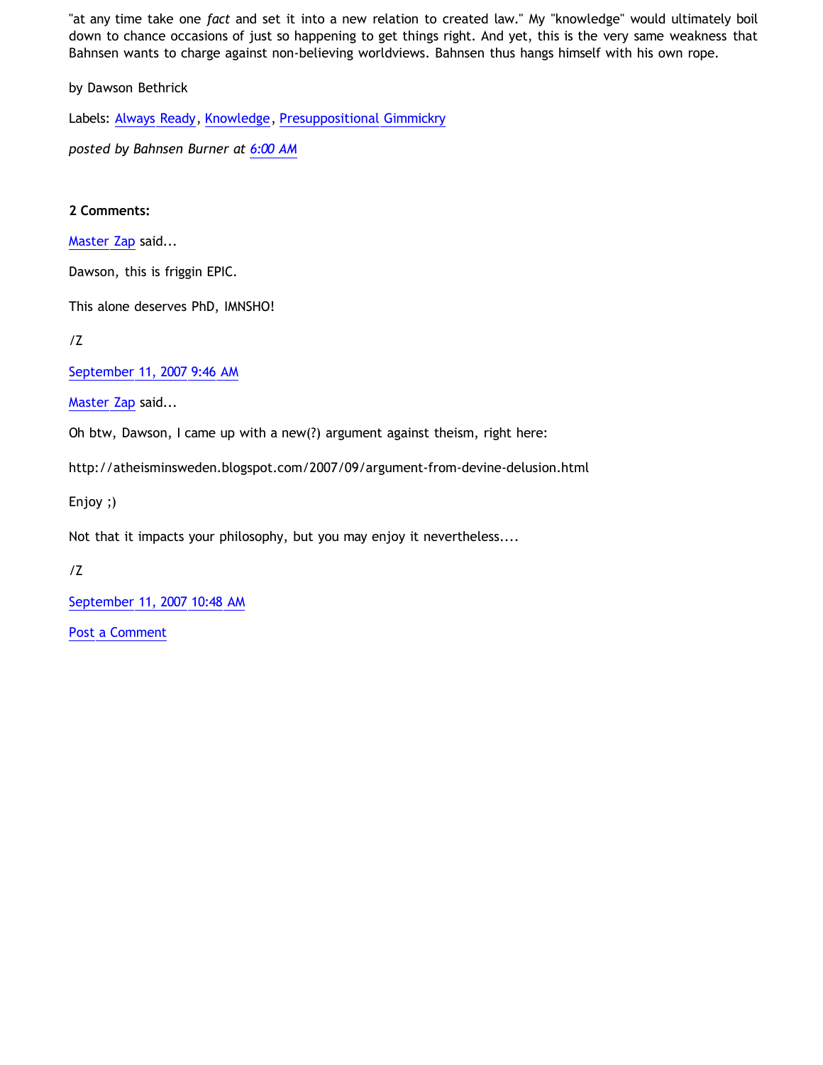"at any time take one *fact* and set it into a new relation to created law." My "knowledge" would ultimately boil down to chance occasions of just so happening to get things right. And yet, this is the very same weakness that Bahnsen wants to charge against non-believing worldviews. Bahnsen thus hangs himself with his own rope.

by Dawson Bethrick

Labels: Always Ready, Knowledge, Presuppositional Gimmickry

*posted by Bahnsen Burner at 6:00 AM*

**2 Comments:**

Master Zap said...

Dawson, this is friggin EPIC.

This alone deserves PhD, IMNSHO!

/Z

September 11, 2007 9:46 AM

Master Zap said...

Oh btw, Dawson, I came up with a new(?) argument against theism, right here:

http://atheisminsweden.blogspot.com/2007/09/argument-from-devine-delusion.html

Enjoy ;)

Not that it impacts your philosophy, but you may enjoy it nevertheless....

/Z

September 11, 2007 10:48 AM

Post a Comment